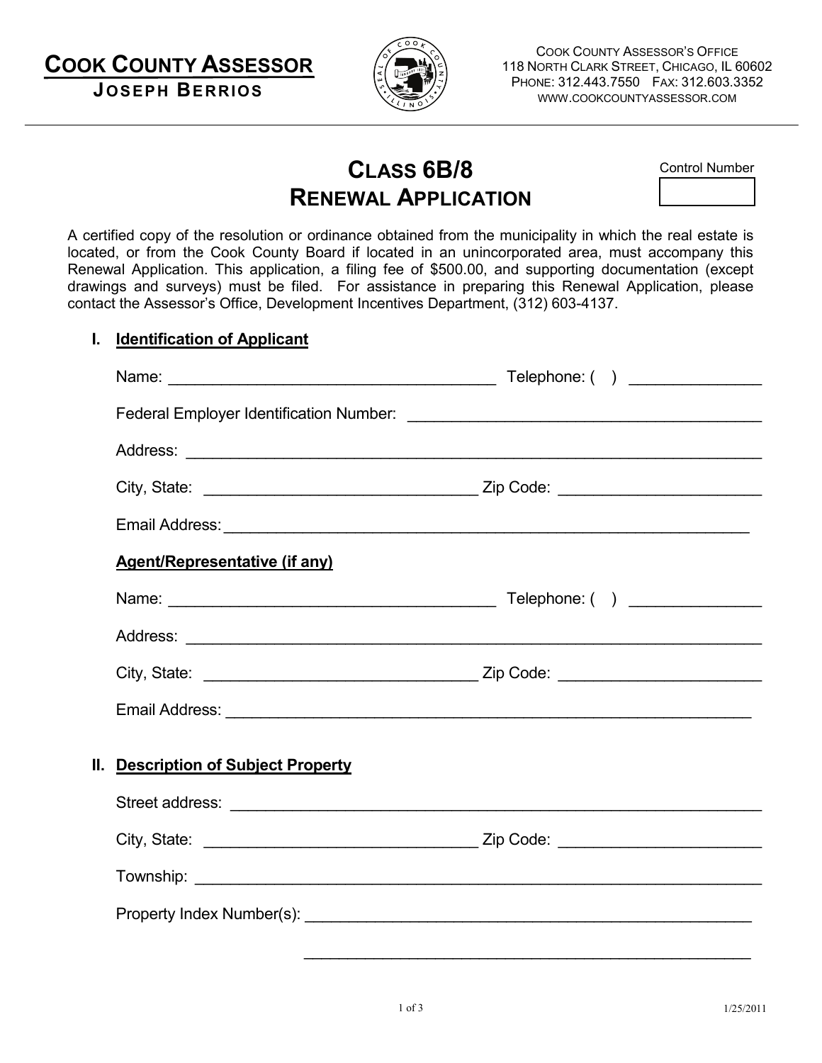# Cook County Assessor

**Joseph Berrios**

Cook County Assessor's Office
118 North Clark Street, Chicago, IL 60602
Phone: 312.443.7550 Fax: 312.603.3352
www.cookcountyassessor.com

## Class 6B/8
## Renewal Application

Control Number

A certified copy of the resolution or ordinance obtained from the municipality in which the real estate is located, or from the Cook County Board if located in an unincorporated area, must accompany this Renewal Application. This application, a filing fee of $500.00, and supporting documentation (except drawings and surveys) must be filed. For assistance in preparing this Renewal Application, please contact the Assessor's Office, Development Incentives Department, (312) 603-4137.

### I. Identification of Applicant

Name: ______________________________________ Telephone: ( ) _______________

Federal Employer Identification Number: ________________________________________

Address: ____________________________________________________________________

City, State: _______________________________ Zip Code: _______________________

Email Address: ______________________________________________________________

**Agent/Representative (if any)**

Name: ______________________________________ Telephone: ( ) _______________

Address: ____________________________________________________________________

City, State: _______________________________ Zip Code: _______________________

Email Address: ______________________________________________________________

### II. Description of Subject Property

Street address: _____________________________________________________________

City, State: _______________________________ Zip Code: _______________________

Township: ___________________________________________________________________

Property Index Number(s): ___________________________________________________

_____________________________________________________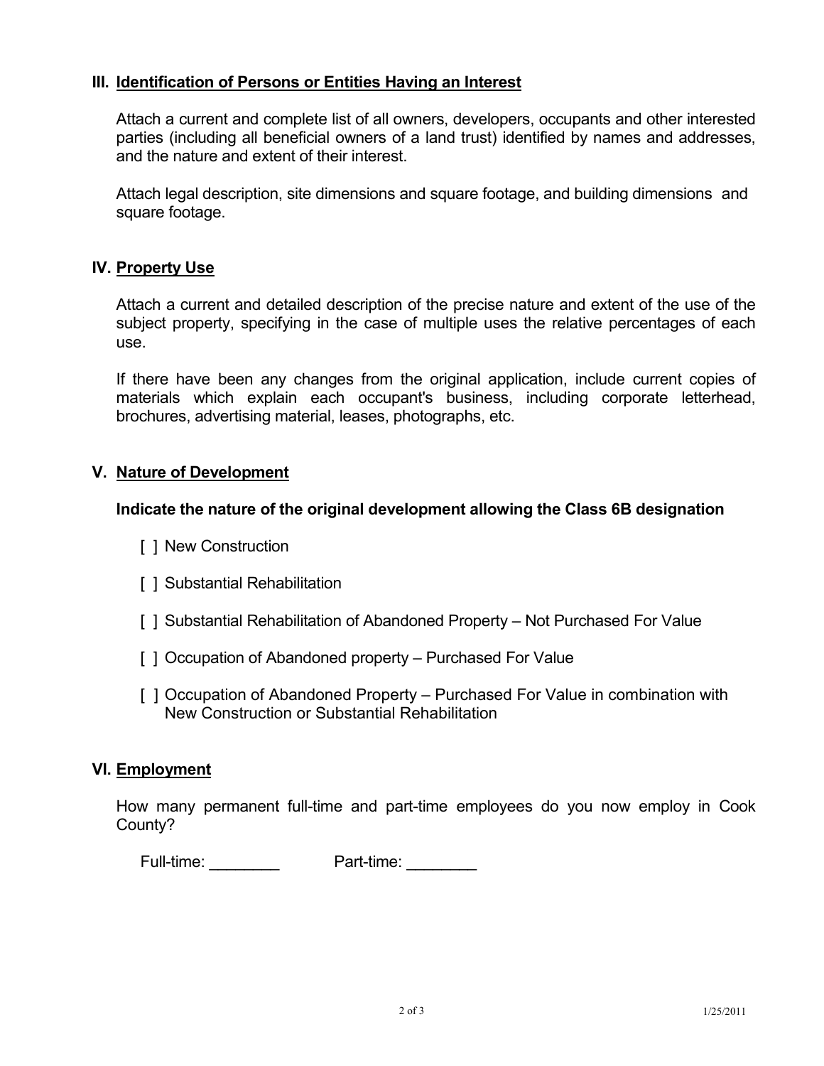## III. Identification of Persons or Entities Having an Interest

Attach a current and complete list of all owners, developers, occupants and other interested parties (including all beneficial owners of a land trust) identified by names and addresses, and the nature and extent of their interest.

Attach legal description, site dimensions and square footage, and building dimensions and square footage.

## IV. Property Use

Attach a current and detailed description of the precise nature and extent of the use of the subject property, specifying in the case of multiple uses the relative percentages of each use.

If there have been any changes from the original application, include current copies of materials which explain each occupant's business, including corporate letterhead, brochures, advertising material, leases, photographs, etc.

## V. Nature of Development

**Indicate the nature of the original development allowing the Class 6B designation**

- [ ] New Construction
- [ ] Substantial Rehabilitation
- [ ] Substantial Rehabilitation of Abandoned Property – Not Purchased For Value
- [ ] Occupation of Abandoned property – Purchased For Value
- [ ] Occupation of Abandoned Property – Purchased For Value in combination with New Construction or Substantial Rehabilitation

## VI. Employment

How many permanent full-time and part-time employees do you now employ in Cook County?

Full-time: ________ Part-time: ________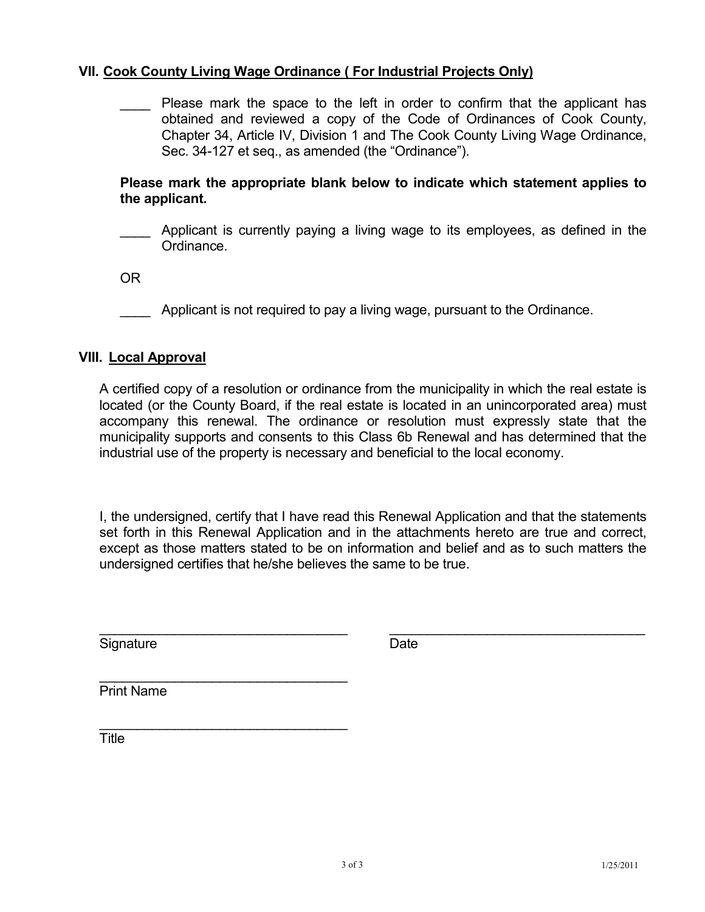## VII. Cook County Living Wage Ordinance ( For Industrial Projects Only)

____ Please mark the space to the left in order to confirm that the applicant has obtained and reviewed a copy of the Code of Ordinances of Cook County, Chapter 34, Article IV, Division 1 and The Cook County Living Wage Ordinance, Sec. 34-127 et seq., as amended (the "Ordinance").

**Please mark the appropriate blank below to indicate which statement applies to the applicant.**

____ Applicant is currently paying a living wage to its employees, as defined in the Ordinance.

OR

____ Applicant is not required to pay a living wage, pursuant to the Ordinance.

## VIII. Local Approval

A certified copy of a resolution or ordinance from the municipality in which the real estate is located (or the County Board, if the real estate is located in an unincorporated area) must accompany this renewal. The ordinance or resolution must expressly state that the municipality supports and consents to this Class 6b Renewal and has determined that the industrial use of the property is necessary and beneficial to the local economy.

I, the undersigned, certify that I have read this Renewal Application and that the statements set forth in this Renewal Application and in the attachments hereto are true and correct, except as those matters stated to be on information and belief and as to such matters the undersigned certifies that he/she believes the same to be true.

_________________________________ _________________________________
Signature Date

_________________________________
Print Name

_________________________________
Title

1/25/2011